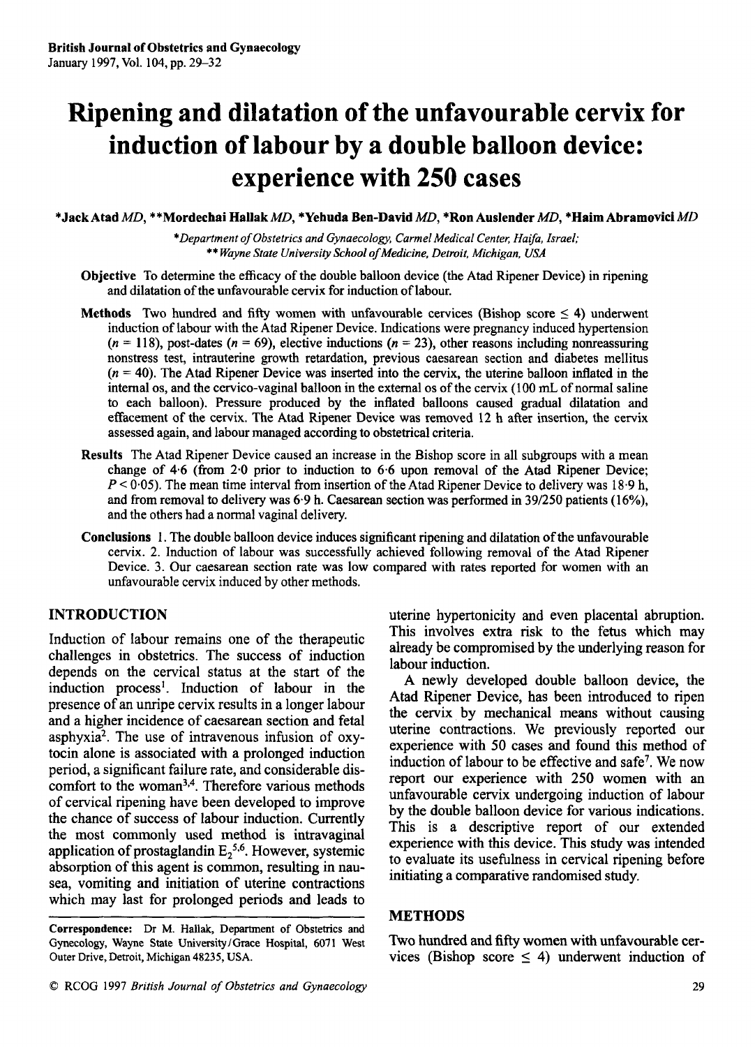# Ripening and dilatation of the unfavourable cervix for induction of labour by a double balloon device: experience with 250 cases

*Jack Atad *MD*, **Mordechai Hallak *MD*, *Yehuda Ben-David *MD*, *Ron Auslender *MD*, *Haim Abramovici *MD*

**Department of Obstetrics and Gynaecology, Carmel Medical Center, Haifa, Israel;*
***Wayne State University School of Medicine, Detroit, Michigan, USA*

**Objective** To determine the efficacy of the double balloon device (the Atad Ripener Device) in ripening and dilatation of the unfavourable cervix for induction of labour.

**Methods** Two hundred and fifty women with unfavourable cervices (Bishop score ≤ 4) underwent induction of labour with the Atad Ripener Device. Indications were pregnancy induced hypertension ($n = 118$), post-dates ($n = 69$), elective inductions ($n = 23$), other reasons including nonreassuring nonstress test, intrauterine growth retardation, previous caesarean section and diabetes mellitus ($n = 40$). The Atad Ripener Device was inserted into the cervix, the uterine balloon inflated in the internal os, and the cervico-vaginal balloon in the external os of the cervix (100 mL of normal saline to each balloon). Pressure produced by the inflated balloons caused gradual dilatation and effacement of the cervix. The Atad Ripener Device was removed 12 h after insertion, the cervix assessed again, and labour managed according to obstetrical criteria.

**Results** The Atad Ripener Device caused an increase in the Bishop score in all subgroups with a mean change of 4·6 (from 2·0 prior to induction to 6·6 upon removal of the Atad Ripener Device; $P < 0·05$). The mean time interval from insertion of the Atad Ripener Device to delivery was 18·9 h, and from removal to delivery was 6·9 h. Caesarean section was performed in 39/250 patients (16%), and the others had a normal vaginal delivery.

**Conclusions** 1. The double balloon device induces significant ripening and dilatation of the unfavourable cervix. 2. Induction of labour was successfully achieved following removal of the Atad Ripener Device. 3. Our caesarean section rate was low compared with rates reported for women with an unfavourable cervix induced by other methods.

## INTRODUCTION

Induction of labour remains one of the therapeutic challenges in obstetrics. The success of induction depends on the cervical status at the start of the induction process[1]. Induction of labour in the presence of an unripe cervix results in a longer labour and a higher incidence of caesarean section and fetal asphyxia[2]. The use of intravenous infusion of oxytocin alone is associated with a prolonged induction period, a significant failure rate, and considerable discomfort to the woman[3,4]. Therefore various methods of cervical ripening have been developed to improve the chance of success of labour induction. Currently the most commonly used method is intravaginal application of prostaglandin $E_2$[5,6]. However, systemic absorption of this agent is common, resulting in nausea, vomiting and initiation of uterine contractions which may last for prolonged periods and leads to uterine hypertonicity and even placental abruption. This involves extra risk to the fetus which may already be compromised by the underlying reason for labour induction.

A newly developed double balloon device, the Atad Ripener Device, has been introduced to ripen the cervix by mechanical means without causing uterine contractions. We previously reported our experience with 50 cases and found this method of induction of labour to be effective and safe[7]. We now report our experience with 250 women with an unfavourable cervix undergoing induction of labour by the double balloon device for various indications. This is a descriptive report of our extended experience with this device. This study was intended to evaluate its usefulness in cervical ripening before initiating a comparative randomised study.

## METHODS

Two hundred and fifty women with unfavourable cervices (Bishop score ≤ 4) underwent induction of

**Correspondence:** Dr M. Hallak, Department of Obstetrics and Gynecology, Wayne State University/Grace Hospital, 6071 West Outer Drive, Detroit, Michigan 48235, USA.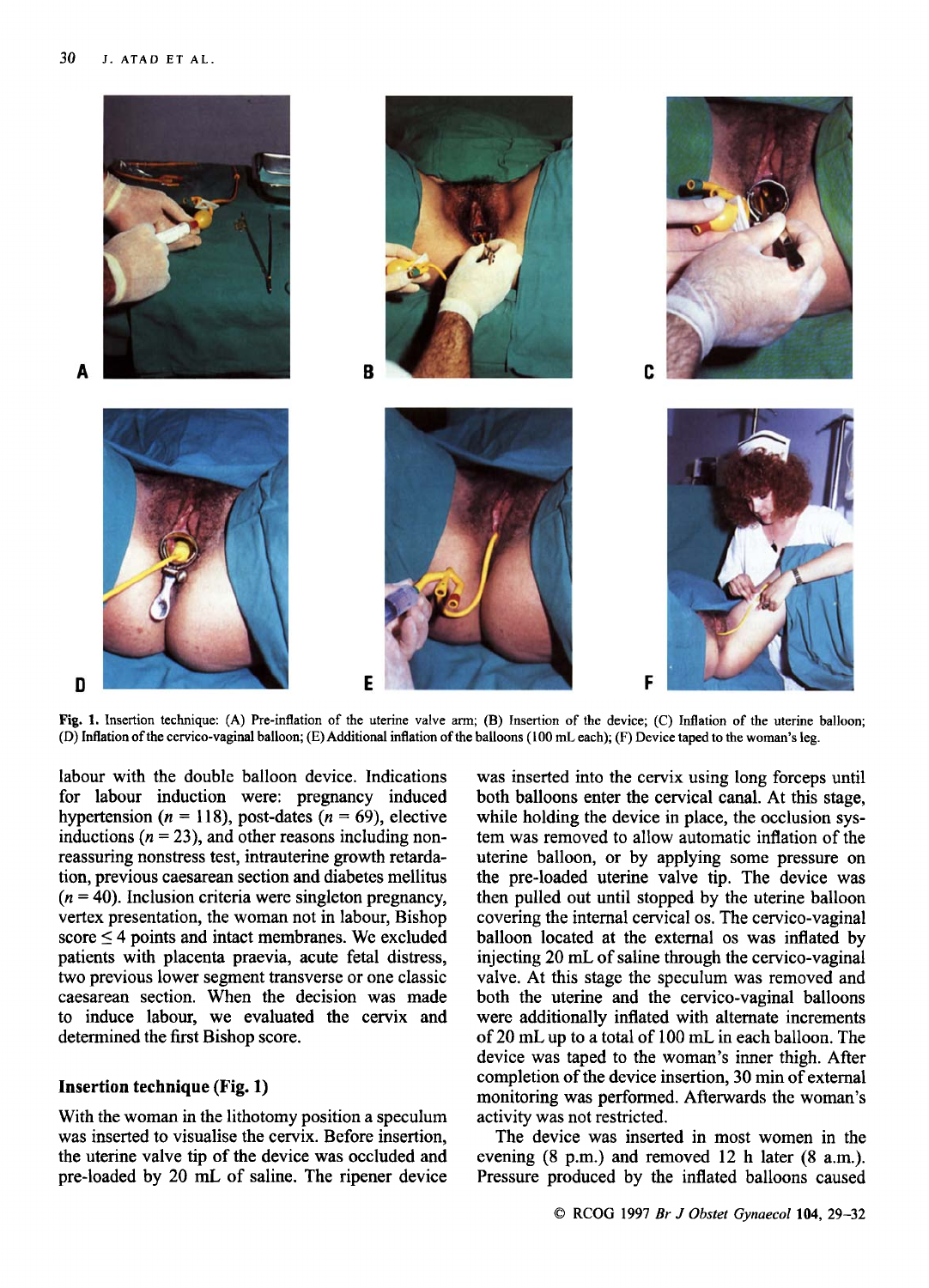Fig. 1. Insertion technique: (A) Pre-inflation of the uterine valve arm; (B) Insertion of the device; (C) Inflation of the uterine balloon; (D) Inflation of the cervico-vaginal balloon; (E) Additional inflation of the balloons (100 mL each); (F) Device taped to the woman's leg.

labour with the double balloon device. Indications for labour induction were: pregnancy induced hypertension ($n = 118$), post-dates ($n = 69$), elective inductions ($n = 23$), and other reasons including non-reassuring nonstress test, intrauterine growth retardation, previous caesarean section and diabetes mellitus ($n = 40$). Inclusion criteria were singleton pregnancy, vertex presentation, the woman not in labour, Bishop score $\leq 4$ points and intact membranes. We excluded patients with placenta praevia, acute fetal distress, two previous lower segment transverse or one classic caesarean section. When the decision was made to induce labour, we evaluated the cervix and determined the first Bishop score.

### Insertion technique (Fig. 1)

With the woman in the lithotomy position a speculum was inserted to visualise the cervix. Before insertion, the uterine valve tip of the device was occluded and pre-loaded by 20 mL of saline. The ripener device was inserted into the cervix using long forceps until both balloons enter the cervical canal. At this stage, while holding the device in place, the occlusion system was removed to allow automatic inflation of the uterine balloon, or by applying some pressure on the pre-loaded uterine valve tip. The device was then pulled out until stopped by the uterine balloon covering the internal cervical os. The cervico-vaginal balloon located at the external os was inflated by injecting 20 mL of saline through the cervico-vaginal valve. At this stage the speculum was removed and both the uterine and the cervico-vaginal balloons were additionally inflated with alternate increments of 20 mL up to a total of 100 mL in each balloon. The device was taped to the woman's inner thigh. After completion of the device insertion, 30 min of external monitoring was performed. Afterwards the woman's activity was not restricted.

The device was inserted in most women in the evening (8 p.m.) and removed 12 h later (8 a.m.). Pressure produced by the inflated balloons caused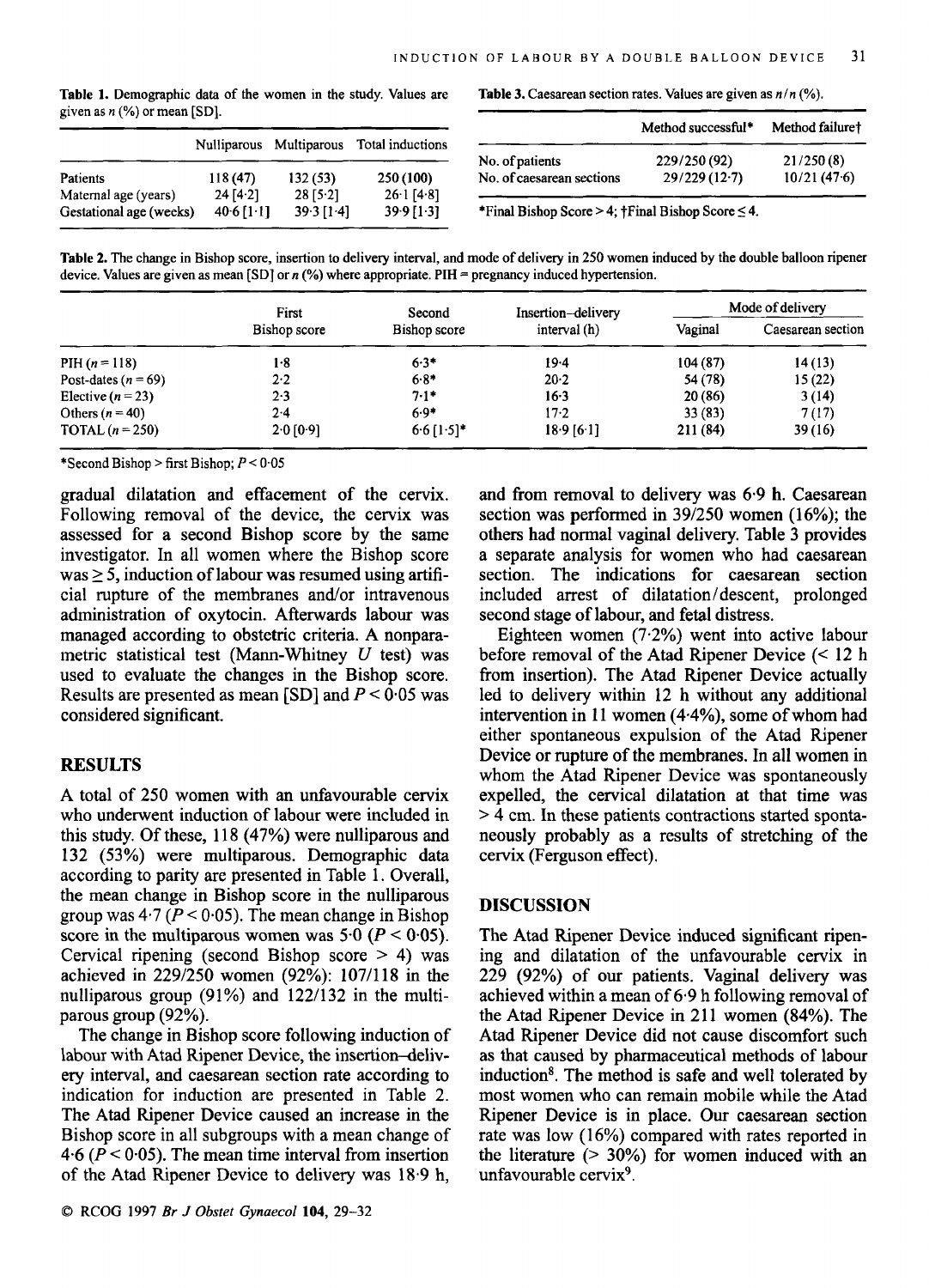**Table 1.** Demographic data of the women in the study. Values are given as n (%) or mean [SD].

| | Nulliparous | Multiparous | Total inductions |
|---|---|---|---|
| Patients | 118 (47) | 132 (53) | 250 (100) |
| Maternal age (years) | 24 [4·2] | 28 [5·2] | 26·1 [4·8] |
| Gestational age (weeks) | 40·6 [1·1] | 39·3 [1·4] | 39·9 [1·3] |

**Table 3.** Caesarean section rates. Values are given as $n/n$ (%).

| | Method successful* | Method failure† |
|---|---|---|
| No. of patients | 229/250 (92) | 21/250 (8) |
| No. of caesarean sections | 29/229 (12·7) | 10/21 (47·6) |

*Final Bishop Score > 4; †Final Bishop Score ≤ 4.

**Table 2.** The change in Bishop score, insertion to delivery interval, and mode of delivery in 250 women induced by the double balloon ripener device. Values are given as mean [SD] or n (%) where appropriate. PIH = pregnancy induced hypertension.

| | First Bishop score | Second Bishop score | Insertion–delivery interval (h) | Mode of delivery | |
|---|---|---|---|---|---|
| | | | | Vaginal | Caesarean section |
| PIH ($n$ = 118) | 1·8 | 6·3* | 19·4 | 104 (87) | 14 (13) |
| Post-dates ($n$ = 69) | 2·2 | 6·8* | 20·2 | 54 (78) | 15 (22) |
| Elective ($n$ = 23) | 2·3 | 7·1* | 16·3 | 20 (86) | 3 (14) |
| Others ($n$ = 40) | 2·4 | 6·9* | 17·2 | 33 (83) | 7 (17) |
| TOTAL ($n$ = 250) | 2·0 [0·9] | 6·6 [1·5]* | 18·9 [6·1] | 211 (84) | 39 (16) |

*Second Bishop > first Bishop; $P < 0·05$

gradual dilatation and effacement of the cervix. Following removal of the device, the cervix was assessed for a second Bishop score by the same investigator. In all women where the Bishop score was ≥ 5, induction of labour was resumed using artificial rupture of the membranes and/or intravenous administration of oxytocin. Afterwards labour was managed according to obstetric criteria. A nonparametric statistical test (Mann-Whitney U test) was used to evaluate the changes in the Bishop score. Results are presented as mean [SD] and $P < 0·05$ was considered significant.

## RESULTS

A total of 250 women with an unfavourable cervix who underwent induction of labour were included in this study. Of these, 118 (47%) were nulliparous and 132 (53%) were multiparous. Demographic data according to parity are presented in Table 1. Overall, the mean change in Bishop score in the nulliparous group was 4·7 ($P < 0·05$). The mean change in Bishop score in the multiparous women was 5·0 ($P < 0·05$). Cervical ripening (second Bishop score > 4) was achieved in 229/250 women (92%): 107/118 in the nulliparous group (91%) and 122/132 in the multiparous group (92%).

The change in Bishop score following induction of labour with Atad Ripener Device, the insertion–delivery interval, and caesarean section rate according to indication for induction are presented in Table 2. The Atad Ripener Device caused an increase in the Bishop score in all subgroups with a mean change of 4·6 ($P < 0·05$). The mean time interval from insertion of the Atad Ripener Device to delivery was 18·9 h, and from removal to delivery was 6·9 h. Caesarean section was performed in 39/250 women (16%); the others had normal vaginal delivery. Table 3 provides a separate analysis for women who had caesarean section. The indications for caesarean section included arrest of dilatation/descent, prolonged second stage of labour, and fetal distress.

Eighteen women (7·2%) went into active labour before removal of the Atad Ripener Device (< 12 h from insertion). The Atad Ripener Device actually led to delivery within 12 h without any additional intervention in 11 women (4·4%), some of whom had either spontaneous expulsion of the Atad Ripener Device or rupture of the membranes. In all women in whom the Atad Ripener Device was spontaneously expelled, the cervical dilatation at that time was > 4 cm. In these patients contractions started spontaneously probably as a results of stretching of the cervix (Ferguson effect).

## DISCUSSION

The Atad Ripener Device induced significant ripening and dilatation of the unfavourable cervix in 229 (92%) of our patients. Vaginal delivery was achieved within a mean of 6·9 h following removal of the Atad Ripener Device in 211 women (84%). The Atad Ripener Device did not cause discomfort such as that caused by pharmaceutical methods of labour induction[8]. The method is safe and well tolerated by most women who can remain mobile while the Atad Ripener Device is in place. Our caesarean section rate was low (16%) compared with rates reported in the literature (> 30%) for women induced with an unfavourable cervix[9].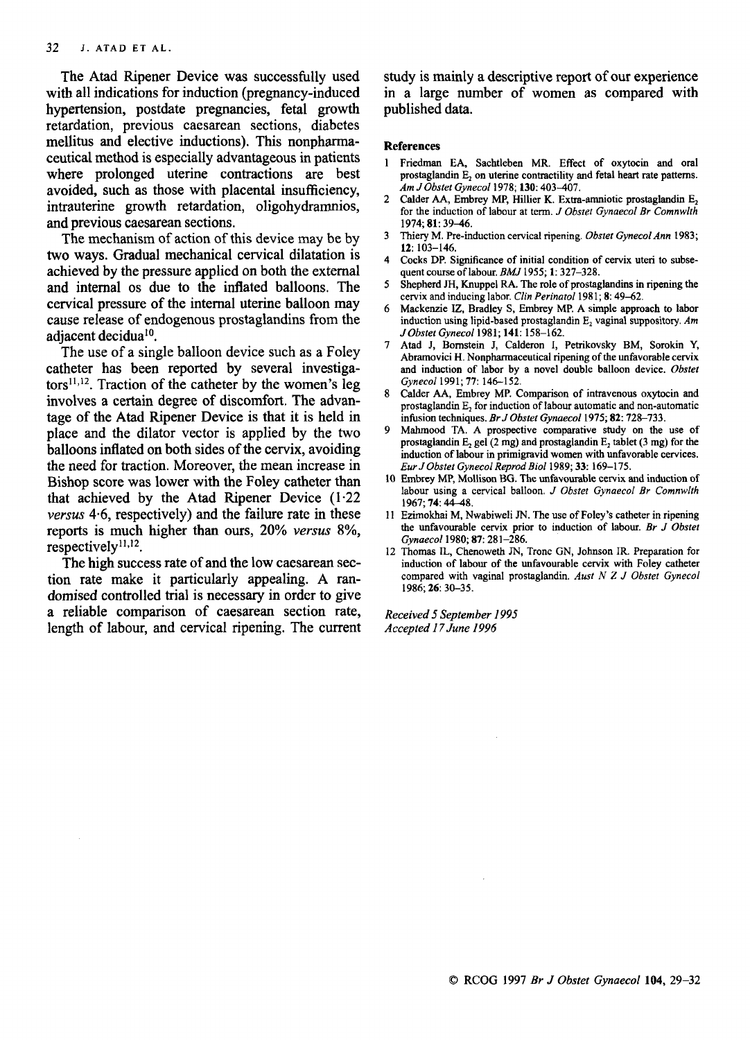The Atad Ripener Device was successfully used with all indications for induction (pregnancy-induced hypertension, postdate pregnancies, fetal growth retardation, previous caesarean sections, diabetes mellitus and elective inductions). This nonpharmaceutical method is especially advantageous in patients where prolonged uterine contractions are best avoided, such as those with placental insufficiency, intrauterine growth retardation, oligohydramnios, and previous caesarean sections.

The mechanism of action of this device may be by two ways. Gradual mechanical cervical dilatation is achieved by the pressure applied on both the external and internal os due to the inflated balloons. The cervical pressure of the internal uterine balloon may cause release of endogenous prostaglandins from the adjacent decidua[10].

The use of a single balloon device such as a Foley catheter has been reported by several investigators[11,12]. Traction of the catheter by the women's leg involves a certain degree of discomfort. The advantage of the Atad Ripener Device is that it is held in place and the dilator vector is applied by the two balloons inflated on both sides of the cervix, avoiding the need for traction. Moreover, the mean increase in Bishop score was lower with the Foley catheter than that achieved by the Atad Ripener Device (1·22 *versus* 4·6, respectively) and the failure rate in these reports is much higher than ours, 20% *versus* 8%, respectively[11,12].

The high success rate of and the low caesarean section rate make it particularly appealing. A randomised controlled trial is necessary in order to give a reliable comparison of caesarean section rate, length of labour, and cervical ripening. The current study is mainly a descriptive report of our experience in a large number of women as compared with published data.

## References

1. Friedman EA, Sachtleben MR. Effect of oxytocin and oral prostaglandin $E_2$ on uterine contractility and fetal heart rate patterns. *Am J Obstet Gynecol* 1978; **130**: 403–407.
2. Calder AA, Embrey MP, Hillier K. Extra-amniotic prostaglandin $E_2$ for the induction of labour at term. *J Obstet Gynaecol Br Comnwlth* 1974; **81**: 39–46.
3. Thiery M. Pre-induction cervical ripening. *Obstet Gynecol Ann* 1983; **12**: 103–146.
4. Cocks DP. Significance of initial condition of cervix uteri to subsequent course of labour. *BMJ* 1955; **1**: 327–328.
5. Shepherd JH, Knuppel RA. The role of prostaglandins in ripening the cervix and inducing labor. *Clin Perinatol* 1981; **8**: 49–62.
6. Mackenzie IZ, Bradley S, Embrey MP. A simple approach to labor induction using lipid-based prostaglandin $E_2$ vaginal suppository. *Am J Obstet Gynecol* 1981; **141**: 158–162.
7. Atad J, Bornstein J, Calderon I, Petrikovsky BM, Sorokin Y, Abramovici H. Nonpharmaceutical ripening of the unfavorable cervix and induction of labor by a novel double balloon device. *Obstet Gynecol* 1991; **77**: 146–152.
8. Calder AA, Embrey MP. Comparison of intravenous oxytocin and prostaglandin $E_2$ for induction of labour automatic and non-automatic infusion techniques. *Br J Obstet Gynaecol* 1975; **82**: 728–733.
9. Mahmood TA. A prospective comparative study on the use of prostaglandin $E_2$ gel (2 mg) and prostaglandin $E_2$ tablet (3 mg) for the induction of labour in primigravid women with unfavorable cervices. *Eur J Obstet Gynecol Reprod Biol* 1989; **33**: 169–175.
10. Embrey MP, Mollison BG. The unfavourable cervix and induction of labour using a cervical balloon. *J Obstet Gynaecol Br Comnwlth* 1967; **74**: 44–48.
11. Ezimokhai M, Nwabiweli JN. The use of Foley's catheter in ripening the unfavourable cervix prior to induction of labour. *Br J Obstet Gynaecol* 1980; **87**: 281–286.
12. Thomas IL, Chenoweth JN, Tronc GN, Johnson IR. Preparation for induction of labour of the unfavourable cervix with Foley catheter compared with vaginal prostaglandin. *Aust N Z J Obstet Gynecol* 1986; **26**: 30–35.

*Received 5 September 1995*
*Accepted 17 June 1996*